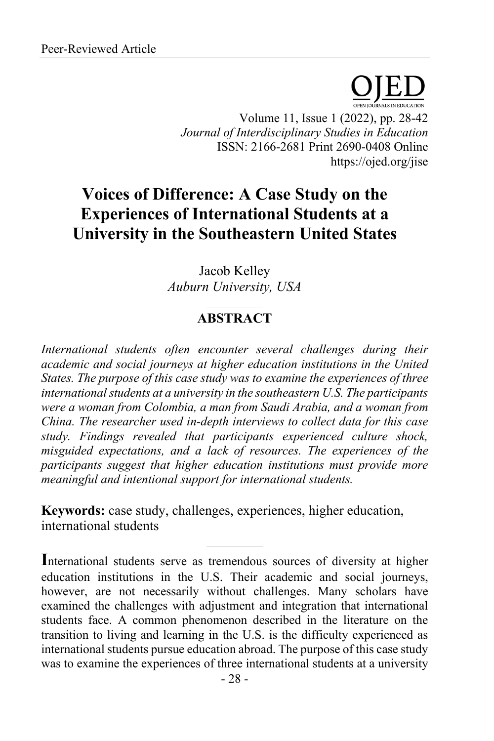Peer-Reviewed Article

# Voices of Difference: A Case Study on the Experiences of International Students at a University in the Southeastern United States

Jacob Kelley
*Auburn University, USA*

## ABSTRACT

*International students often encounter several challenges during their academic and social journeys at higher education institutions in the United States. The purpose of this case study was to examine the experiences of three international students at a university in the southeastern U.S. The participants were a woman from Colombia, a man from Saudi Arabia, and a woman from China. The researcher used in-depth interviews to collect data for this case study. Findings revealed that participants experienced culture shock, misguided expectations, and a lack of resources. The experiences of the participants suggest that higher education institutions must provide more meaningful and intentional support for international students.*

**Keywords:** case study, challenges, experiences, higher education, international students

International students serve as tremendous sources of diversity at higher education institutions in the U.S. Their academic and social journeys, however, are not necessarily without challenges. Many scholars have examined the challenges with adjustment and integration that international students face. A common phenomenon described in the literature on the transition to living and learning in the U.S. is the difficulty experienced as international students pursue education abroad. The purpose of this case study was to examine the experiences of three international students at a university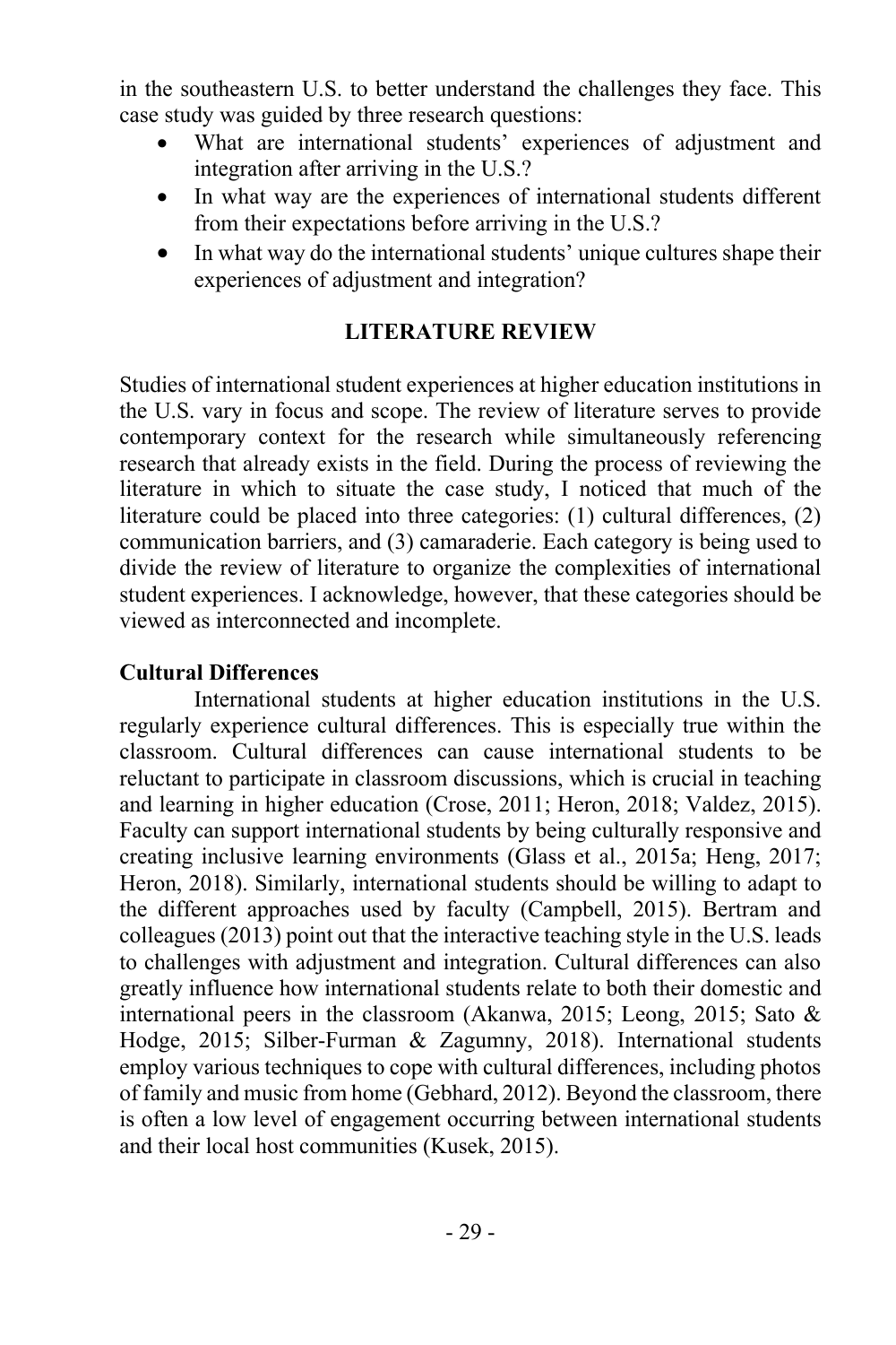in the southeastern U.S. to better understand the challenges they face. This case study was guided by three research questions:

- What are international students' experiences of adjustment and integration after arriving in the U.S.?
- In what way are the experiences of international students different from their expectations before arriving in the U.S.?
- In what way do the international students' unique cultures shape their experiences of adjustment and integration?

## LITERATURE REVIEW

Studies of international student experiences at higher education institutions in the U.S. vary in focus and scope. The review of literature serves to provide contemporary context for the research while simultaneously referencing research that already exists in the field. During the process of reviewing the literature in which to situate the case study, I noticed that much of the literature could be placed into three categories: (1) cultural differences, (2) communication barriers, and (3) camaraderie. Each category is being used to divide the review of literature to organize the complexities of international student experiences. I acknowledge, however, that these categories should be viewed as interconnected and incomplete.

### Cultural Differences

International students at higher education institutions in the U.S. regularly experience cultural differences. This is especially true within the classroom. Cultural differences can cause international students to be reluctant to participate in classroom discussions, which is crucial in teaching and learning in higher education (Crose, 2011; Heron, 2018; Valdez, 2015). Faculty can support international students by being culturally responsive and creating inclusive learning environments (Glass et al., 2015a; Heng, 2017; Heron, 2018). Similarly, international students should be willing to adapt to the different approaches used by faculty (Campbell, 2015). Bertram and colleagues (2013) point out that the interactive teaching style in the U.S. leads to challenges with adjustment and integration. Cultural differences can also greatly influence how international students relate to both their domestic and international peers in the classroom (Akanwa, 2015; Leong, 2015; Sato & Hodge, 2015; Silber-Furman & Zagumny, 2018). International students employ various techniques to cope with cultural differences, including photos of family and music from home (Gebhard, 2012). Beyond the classroom, there is often a low level of engagement occurring between international students and their local host communities (Kusek, 2015).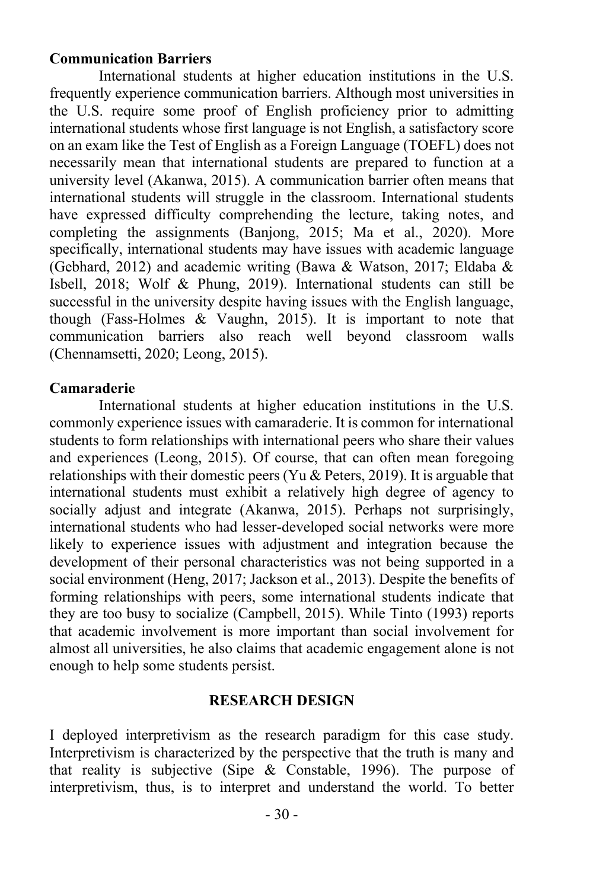### Communication Barriers

International students at higher education institutions in the U.S. frequently experience communication barriers. Although most universities in the U.S. require some proof of English proficiency prior to admitting international students whose first language is not English, a satisfactory score on an exam like the Test of English as a Foreign Language (TOEFL) does not necessarily mean that international students are prepared to function at a university level (Akanwa, 2015). A communication barrier often means that international students will struggle in the classroom. International students have expressed difficulty comprehending the lecture, taking notes, and completing the assignments (Banjong, 2015; Ma et al., 2020). More specifically, international students may have issues with academic language (Gebhard, 2012) and academic writing (Bawa & Watson, 2017; Eldaba & Isbell, 2018; Wolf & Phung, 2019). International students can still be successful in the university despite having issues with the English language, though (Fass-Holmes & Vaughn, 2015). It is important to note that communication barriers also reach well beyond classroom walls (Chennamsetti, 2020; Leong, 2015).

### Camaraderie

International students at higher education institutions in the U.S. commonly experience issues with camaraderie. It is common for international students to form relationships with international peers who share their values and experiences (Leong, 2015). Of course, that can often mean foregoing relationships with their domestic peers (Yu & Peters, 2019). It is arguable that international students must exhibit a relatively high degree of agency to socially adjust and integrate (Akanwa, 2015). Perhaps not surprisingly, international students who had lesser-developed social networks were more likely to experience issues with adjustment and integration because the development of their personal characteristics was not being supported in a social environment (Heng, 2017; Jackson et al., 2013). Despite the benefits of forming relationships with peers, some international students indicate that they are too busy to socialize (Campbell, 2015). While Tinto (1993) reports that academic involvement is more important than social involvement for almost all universities, he also claims that academic engagement alone is not enough to help some students persist.

## RESEARCH DESIGN

I deployed interpretivism as the research paradigm for this case study. Interpretivism is characterized by the perspective that the truth is many and that reality is subjective (Sipe & Constable, 1996). The purpose of interpretivism, thus, is to interpret and understand the world. To better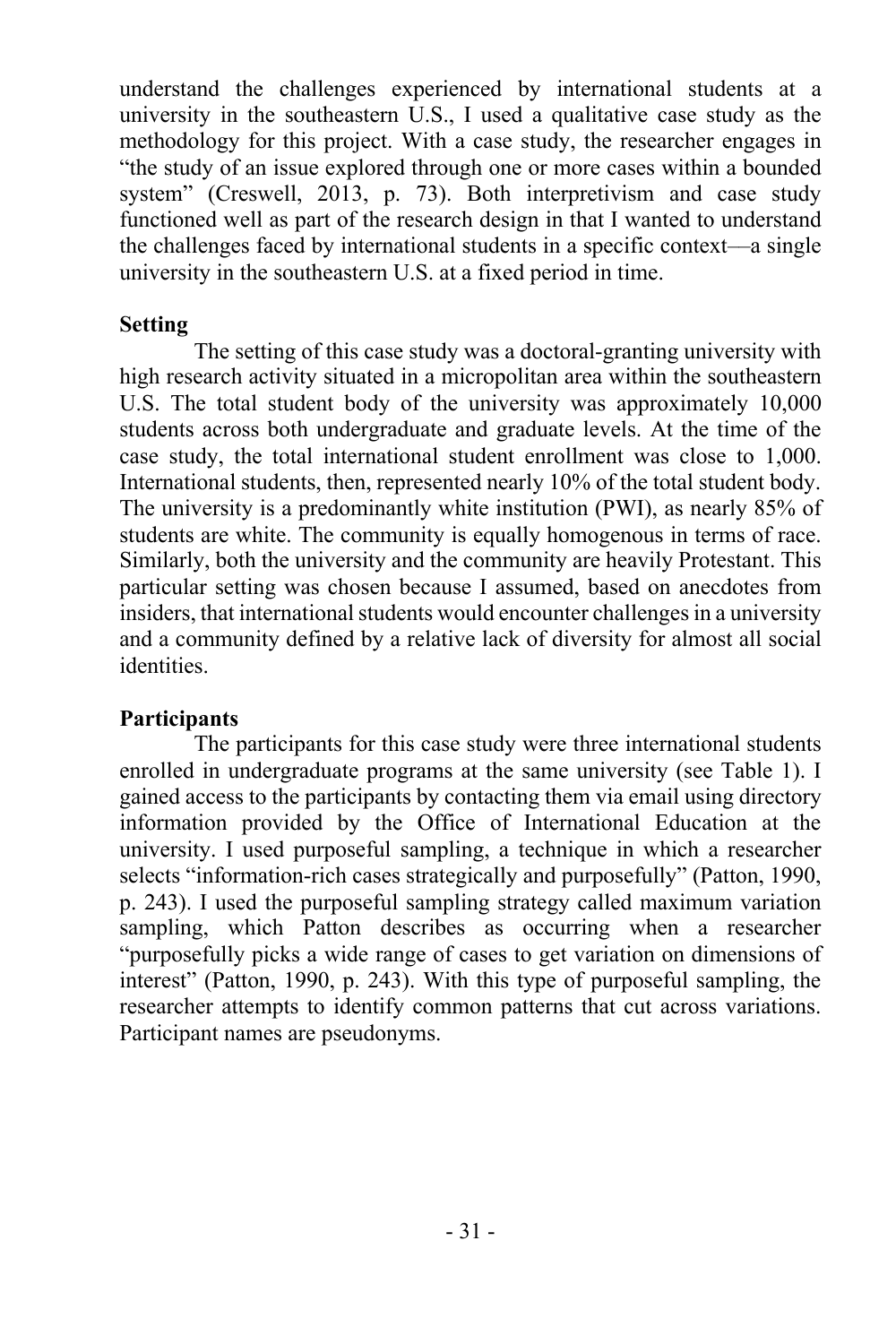understand the challenges experienced by international students at a university in the southeastern U.S., I used a qualitative case study as the methodology for this project. With a case study, the researcher engages in "the study of an issue explored through one or more cases within a bounded system" (Creswell, 2013, p. 73). Both interpretivism and case study functioned well as part of the research design in that I wanted to understand the challenges faced by international students in a specific context—a single university in the southeastern U.S. at a fixed period in time.

**Setting**

The setting of this case study was a doctoral-granting university with high research activity situated in a micropolitan area within the southeastern U.S. The total student body of the university was approximately 10,000 students across both undergraduate and graduate levels. At the time of the case study, the total international student enrollment was close to 1,000. International students, then, represented nearly 10% of the total student body. The university is a predominantly white institution (PWI), as nearly 85% of students are white. The community is equally homogenous in terms of race. Similarly, both the university and the community are heavily Protestant. This particular setting was chosen because I assumed, based on anecdotes from insiders, that international students would encounter challenges in a university and a community defined by a relative lack of diversity for almost all social identities.

**Participants**

The participants for this case study were three international students enrolled in undergraduate programs at the same university (see Table 1). I gained access to the participants by contacting them via email using directory information provided by the Office of International Education at the university. I used purposeful sampling, a technique in which a researcher selects "information-rich cases strategically and purposefully" (Patton, 1990, p. 243). I used the purposeful sampling strategy called maximum variation sampling, which Patton describes as occurring when a researcher "purposefully picks a wide range of cases to get variation on dimensions of interest" (Patton, 1990, p. 243). With this type of purposeful sampling, the researcher attempts to identify common patterns that cut across variations. Participant names are pseudonyms.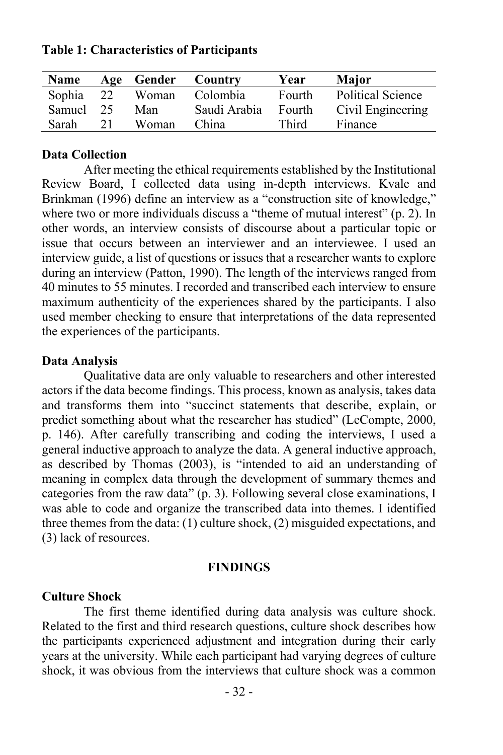**Table 1: Characteristics of Participants**

| Name | Age | Gender | Country | Year | Major |
|---|---|---|---|---|---|
| Sophia | 22 | Woman | Colombia | Fourth | Political Science |
| Samuel | 25 | Man | Saudi Arabia | Fourth | Civil Engineering |
| Sarah | 21 | Woman | China | Third | Finance |

### Data Collection

After meeting the ethical requirements established by the Institutional Review Board, I collected data using in-depth interviews. Kvale and Brinkman (1996) define an interview as a "construction site of knowledge," where two or more individuals discuss a "theme of mutual interest" (p. 2). In other words, an interview consists of discourse about a particular topic or issue that occurs between an interviewer and an interviewee. I used an interview guide, a list of questions or issues that a researcher wants to explore during an interview (Patton, 1990). The length of the interviews ranged from 40 minutes to 55 minutes. I recorded and transcribed each interview to ensure maximum authenticity of the experiences shared by the participants. I also used member checking to ensure that interpretations of the data represented the experiences of the participants.

### Data Analysis

Qualitative data are only valuable to researchers and other interested actors if the data become findings. This process, known as analysis, takes data and transforms them into "succinct statements that describe, explain, or predict something about what the researcher has studied" (LeCompte, 2000, p. 146). After carefully transcribing and coding the interviews, I used a general inductive approach to analyze the data. A general inductive approach, as described by Thomas (2003), is "intended to aid an understanding of meaning in complex data through the development of summary themes and categories from the raw data" (p. 3). Following several close examinations, I was able to code and organize the transcribed data into themes. I identified three themes from the data: (1) culture shock, (2) misguided expectations, and (3) lack of resources.

## FINDINGS

### Culture Shock

The first theme identified during data analysis was culture shock. Related to the first and third research questions, culture shock describes how the participants experienced adjustment and integration during their early years at the university. While each participant had varying degrees of culture shock, it was obvious from the interviews that culture shock was a common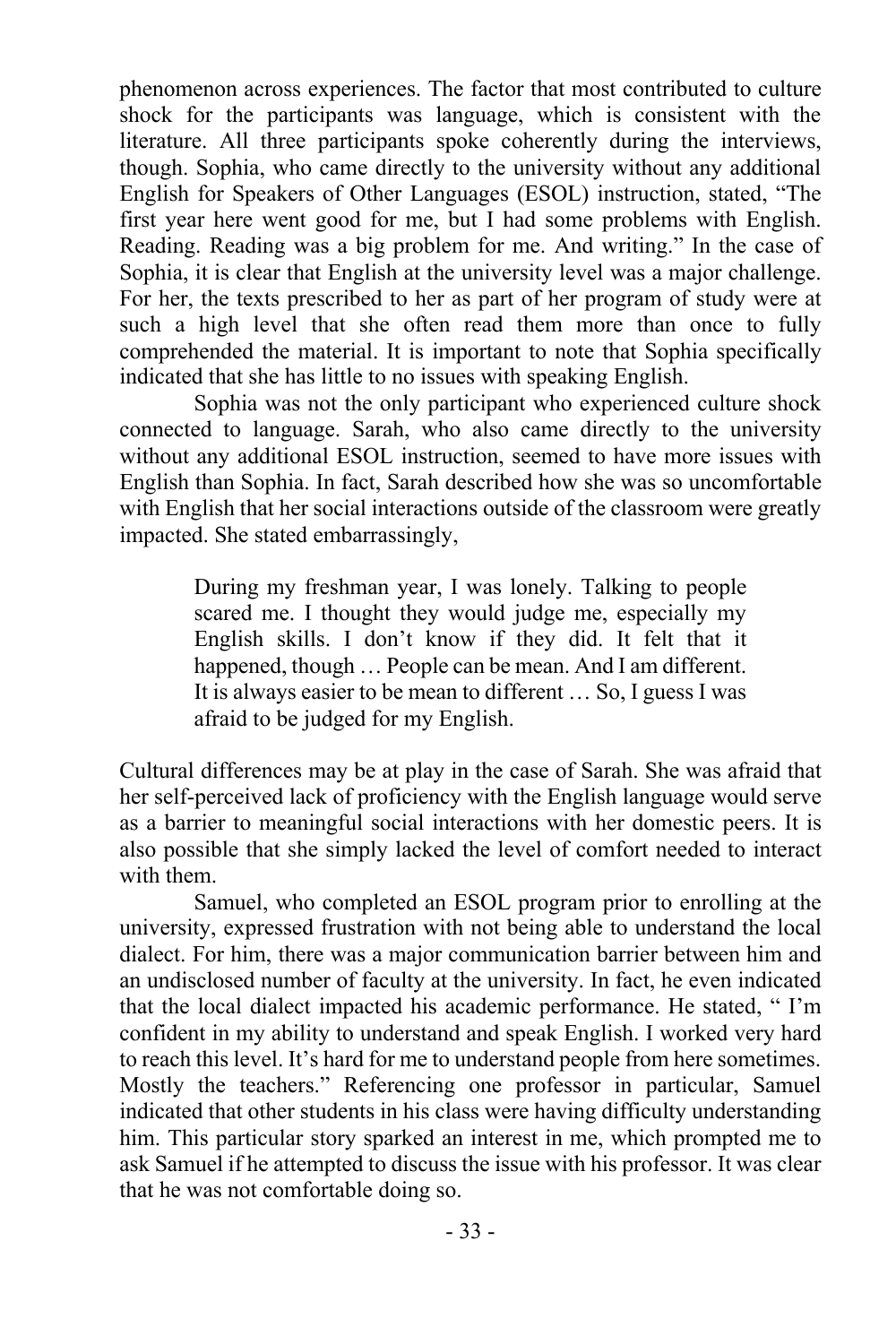phenomenon across experiences. The factor that most contributed to culture shock for the participants was language, which is consistent with the literature. All three participants spoke coherently during the interviews, though. Sophia, who came directly to the university without any additional English for Speakers of Other Languages (ESOL) instruction, stated, "The first year here went good for me, but I had some problems with English. Reading. Reading was a big problem for me. And writing." In the case of Sophia, it is clear that English at the university level was a major challenge. For her, the texts prescribed to her as part of her program of study were at such a high level that she often read them more than once to fully comprehended the material. It is important to note that Sophia specifically indicated that she has little to no issues with speaking English.

Sophia was not the only participant who experienced culture shock connected to language. Sarah, who also came directly to the university without any additional ESOL instruction, seemed to have more issues with English than Sophia. In fact, Sarah described how she was so uncomfortable with English that her social interactions outside of the classroom were greatly impacted. She stated embarrassingly,

> During my freshman year, I was lonely. Talking to people scared me. I thought they would judge me, especially my English skills. I don't know if they did. It felt that it happened, though … People can be mean. And I am different. It is always easier to be mean to different … So, I guess I was afraid to be judged for my English.

Cultural differences may be at play in the case of Sarah. She was afraid that her self-perceived lack of proficiency with the English language would serve as a barrier to meaningful social interactions with her domestic peers. It is also possible that she simply lacked the level of comfort needed to interact with them.

Samuel, who completed an ESOL program prior to enrolling at the university, expressed frustration with not being able to understand the local dialect. For him, there was a major communication barrier between him and an undisclosed number of faculty at the university. In fact, he even indicated that the local dialect impacted his academic performance. He stated, " I'm confident in my ability to understand and speak English. I worked very hard to reach this level. It's hard for me to understand people from here sometimes. Mostly the teachers." Referencing one professor in particular, Samuel indicated that other students in his class were having difficulty understanding him. This particular story sparked an interest in me, which prompted me to ask Samuel if he attempted to discuss the issue with his professor. It was clear that he was not comfortable doing so.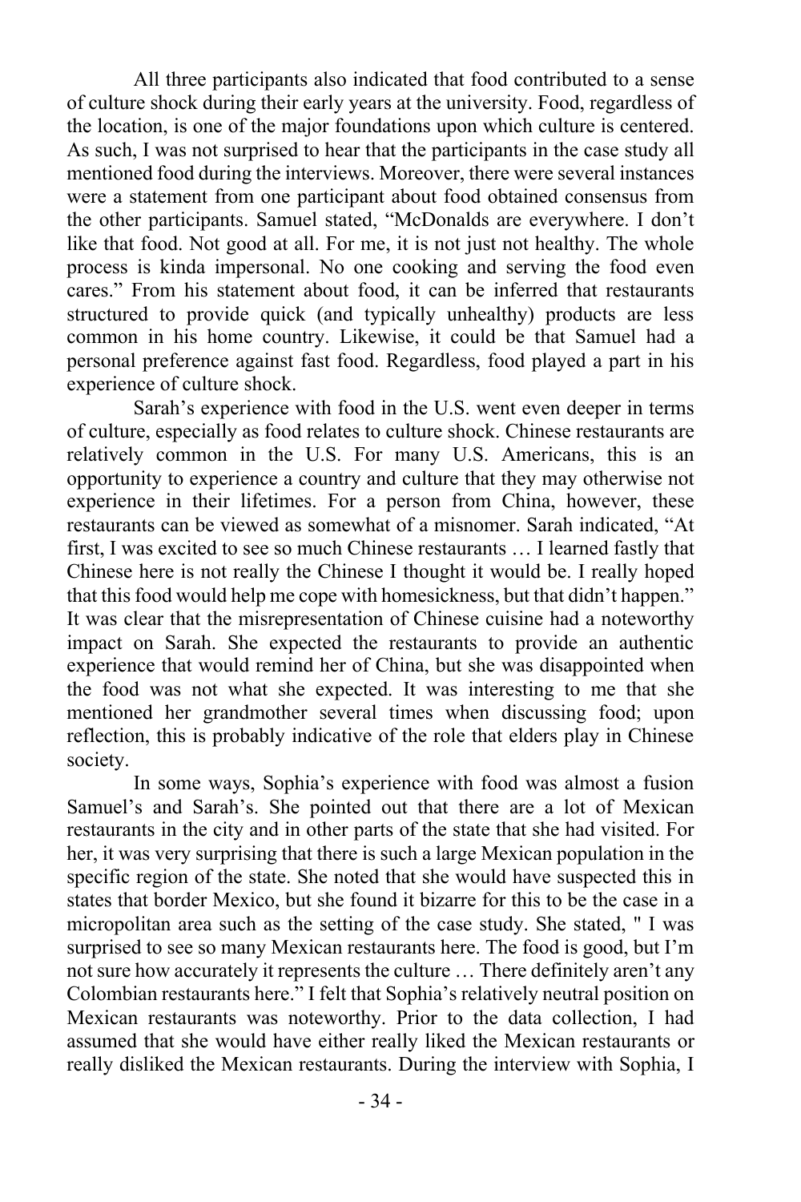All three participants also indicated that food contributed to a sense of culture shock during their early years at the university. Food, regardless of the location, is one of the major foundations upon which culture is centered. As such, I was not surprised to hear that the participants in the case study all mentioned food during the interviews. Moreover, there were several instances were a statement from one participant about food obtained consensus from the other participants. Samuel stated, "McDonalds are everywhere. I don't like that food. Not good at all. For me, it is not just not healthy. The whole process is kinda impersonal. No one cooking and serving the food even cares." From his statement about food, it can be inferred that restaurants structured to provide quick (and typically unhealthy) products are less common in his home country. Likewise, it could be that Samuel had a personal preference against fast food. Regardless, food played a part in his experience of culture shock.

Sarah's experience with food in the U.S. went even deeper in terms of culture, especially as food relates to culture shock. Chinese restaurants are relatively common in the U.S. For many U.S. Americans, this is an opportunity to experience a country and culture that they may otherwise not experience in their lifetimes. For a person from China, however, these restaurants can be viewed as somewhat of a misnomer. Sarah indicated, "At first, I was excited to see so much Chinese restaurants … I learned fastly that Chinese here is not really the Chinese I thought it would be. I really hoped that this food would help me cope with homesickness, but that didn't happen." It was clear that the misrepresentation of Chinese cuisine had a noteworthy impact on Sarah. She expected the restaurants to provide an authentic experience that would remind her of China, but she was disappointed when the food was not what she expected. It was interesting to me that she mentioned her grandmother several times when discussing food; upon reflection, this is probably indicative of the role that elders play in Chinese society.

In some ways, Sophia's experience with food was almost a fusion Samuel's and Sarah's. She pointed out that there are a lot of Mexican restaurants in the city and in other parts of the state that she had visited. For her, it was very surprising that there is such a large Mexican population in the specific region of the state. She noted that she would have suspected this in states that border Mexico, but she found it bizarre for this to be the case in a micropolitan area such as the setting of the case study. She stated, " I was surprised to see so many Mexican restaurants here. The food is good, but I'm not sure how accurately it represents the culture … There definitely aren't any Colombian restaurants here." I felt that Sophia's relatively neutral position on Mexican restaurants was noteworthy. Prior to the data collection, I had assumed that she would have either really liked the Mexican restaurants or really disliked the Mexican restaurants. During the interview with Sophia, I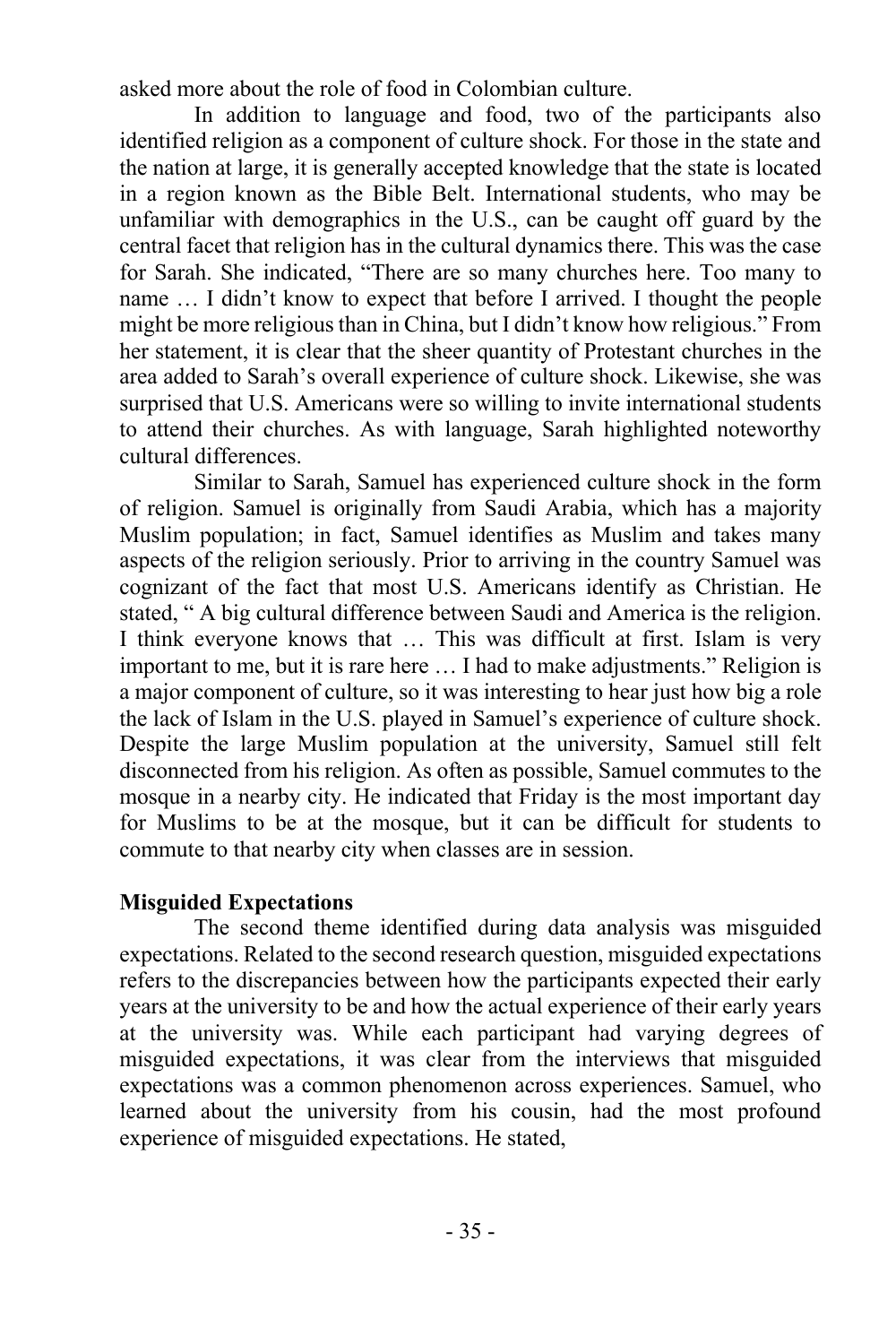asked more about the role of food in Colombian culture.

In addition to language and food, two of the participants also identified religion as a component of culture shock. For those in the state and the nation at large, it is generally accepted knowledge that the state is located in a region known as the Bible Belt. International students, who may be unfamiliar with demographics in the U.S., can be caught off guard by the central facet that religion has in the cultural dynamics there. This was the case for Sarah. She indicated, "There are so many churches here. Too many to name … I didn't know to expect that before I arrived. I thought the people might be more religious than in China, but I didn't know how religious." From her statement, it is clear that the sheer quantity of Protestant churches in the area added to Sarah's overall experience of culture shock. Likewise, she was surprised that U.S. Americans were so willing to invite international students to attend their churches. As with language, Sarah highlighted noteworthy cultural differences.

Similar to Sarah, Samuel has experienced culture shock in the form of religion. Samuel is originally from Saudi Arabia, which has a majority Muslim population; in fact, Samuel identifies as Muslim and takes many aspects of the religion seriously. Prior to arriving in the country Samuel was cognizant of the fact that most U.S. Americans identify as Christian. He stated, " A big cultural difference between Saudi and America is the religion. I think everyone knows that … This was difficult at first. Islam is very important to me, but it is rare here … I had to make adjustments." Religion is a major component of culture, so it was interesting to hear just how big a role the lack of Islam in the U.S. played in Samuel's experience of culture shock. Despite the large Muslim population at the university, Samuel still felt disconnected from his religion. As often as possible, Samuel commutes to the mosque in a nearby city. He indicated that Friday is the most important day for Muslims to be at the mosque, but it can be difficult for students to commute to that nearby city when classes are in session.

**Misguided Expectations**

The second theme identified during data analysis was misguided expectations. Related to the second research question, misguided expectations refers to the discrepancies between how the participants expected their early years at the university to be and how the actual experience of their early years at the university was. While each participant had varying degrees of misguided expectations, it was clear from the interviews that misguided expectations was a common phenomenon across experiences. Samuel, who learned about the university from his cousin, had the most profound experience of misguided expectations. He stated,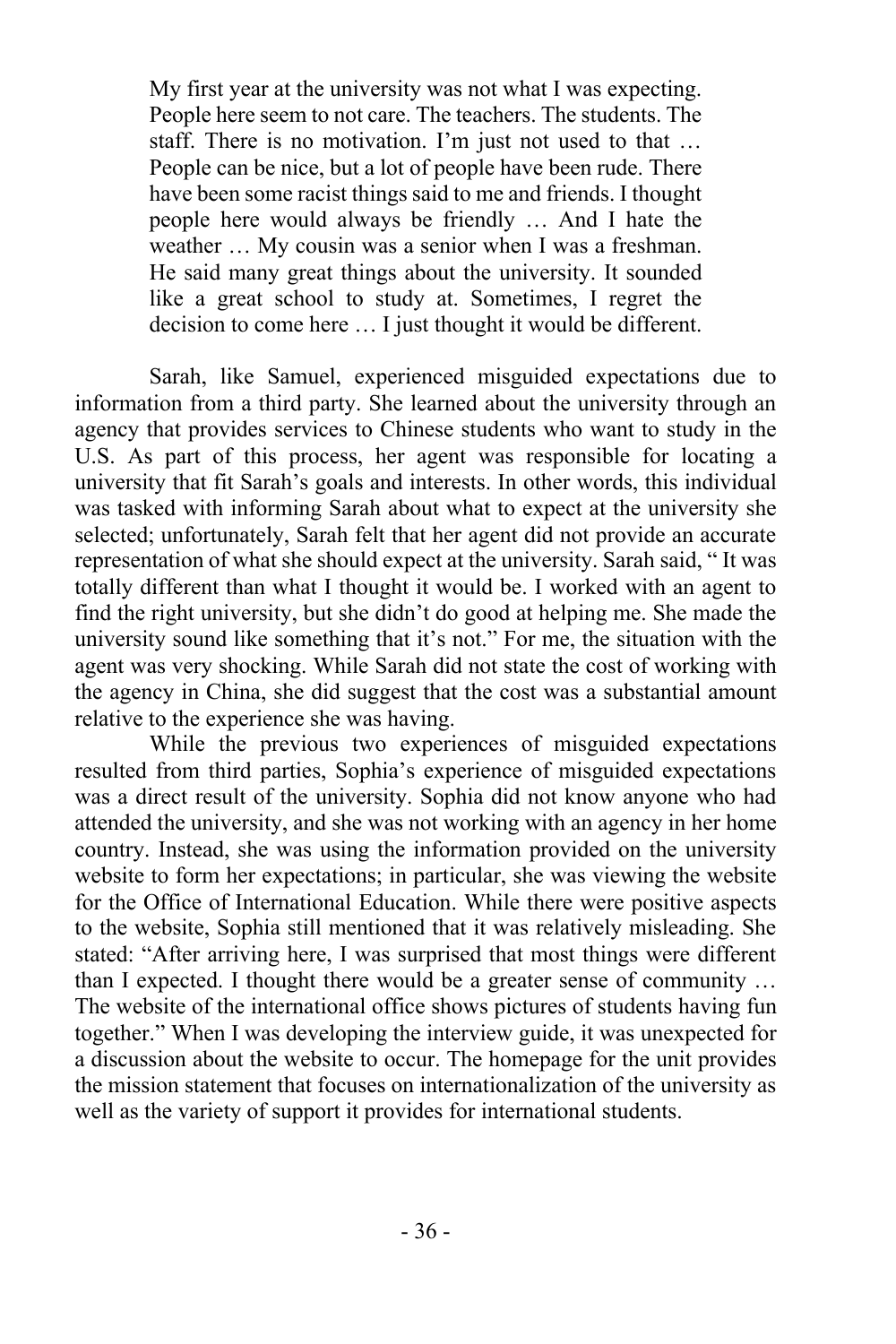> My first year at the university was not what I was expecting. People here seem to not care. The teachers. The students. The staff. There is no motivation. I'm just not used to that … People can be nice, but a lot of people have been rude. There have been some racist things said to me and friends. I thought people here would always be friendly … And I hate the weather … My cousin was a senior when I was a freshman. He said many great things about the university. It sounded like a great school to study at. Sometimes, I regret the decision to come here … I just thought it would be different.

Sarah, like Samuel, experienced misguided expectations due to information from a third party. She learned about the university through an agency that provides services to Chinese students who want to study in the U.S. As part of this process, her agent was responsible for locating a university that fit Sarah's goals and interests. In other words, this individual was tasked with informing Sarah about what to expect at the university she selected; unfortunately, Sarah felt that her agent did not provide an accurate representation of what she should expect at the university. Sarah said, " It was totally different than what I thought it would be. I worked with an agent to find the right university, but she didn't do good at helping me. She made the university sound like something that it's not." For me, the situation with the agent was very shocking. While Sarah did not state the cost of working with the agency in China, she did suggest that the cost was a substantial amount relative to the experience she was having.

While the previous two experiences of misguided expectations resulted from third parties, Sophia's experience of misguided expectations was a direct result of the university. Sophia did not know anyone who had attended the university, and she was not working with an agency in her home country. Instead, she was using the information provided on the university website to form her expectations; in particular, she was viewing the website for the Office of International Education. While there were positive aspects to the website, Sophia still mentioned that it was relatively misleading. She stated: "After arriving here, I was surprised that most things were different than I expected. I thought there would be a greater sense of community … The website of the international office shows pictures of students having fun together." When I was developing the interview guide, it was unexpected for a discussion about the website to occur. The homepage for the unit provides the mission statement that focuses on internationalization of the university as well as the variety of support it provides for international students.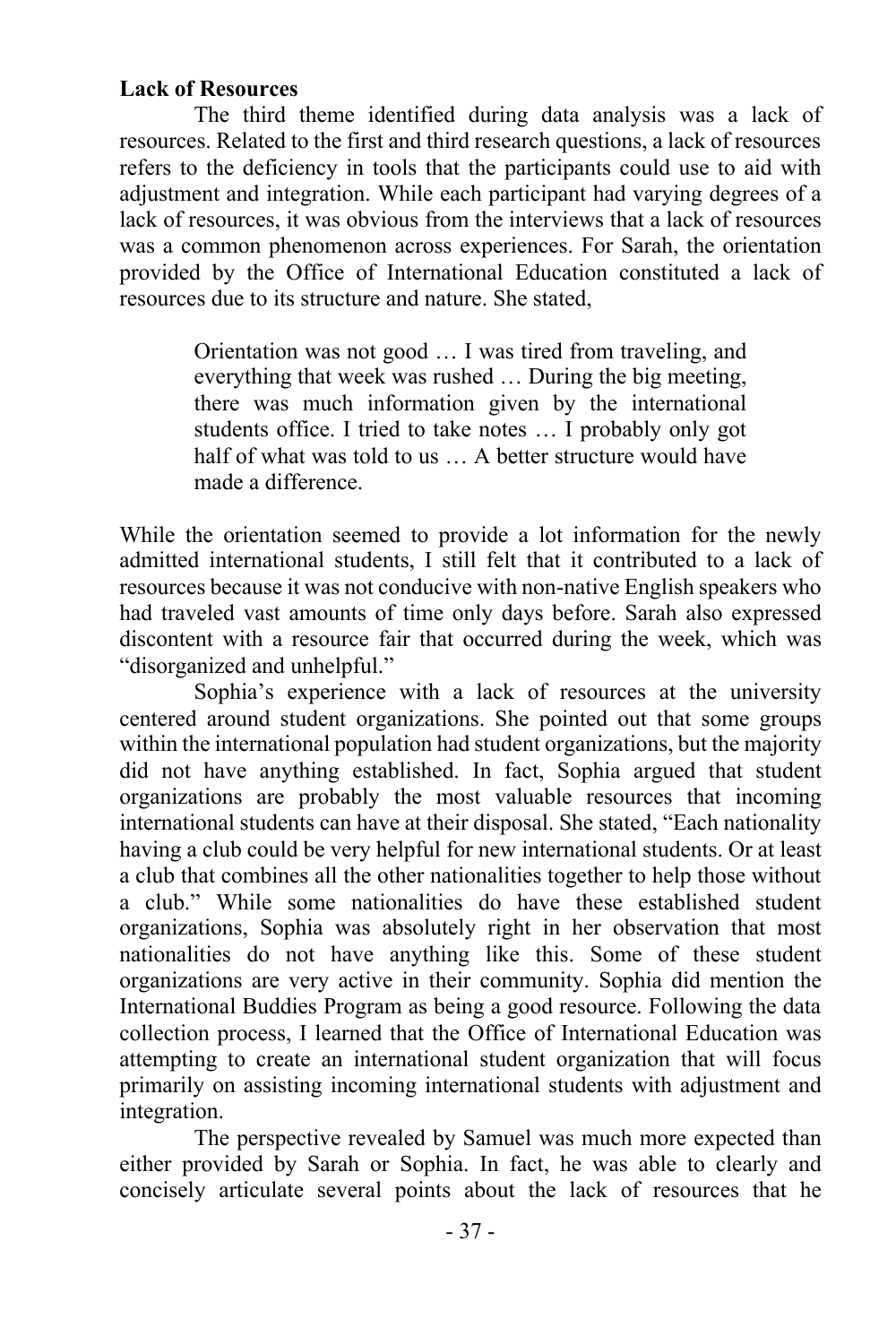**Lack of Resources**

The third theme identified during data analysis was a lack of resources. Related to the first and third research questions, a lack of resources refers to the deficiency in tools that the participants could use to aid with adjustment and integration. While each participant had varying degrees of a lack of resources, it was obvious from the interviews that a lack of resources was a common phenomenon across experiences. For Sarah, the orientation provided by the Office of International Education constituted a lack of resources due to its structure and nature. She stated,

> Orientation was not good … I was tired from traveling, and everything that week was rushed … During the big meeting, there was much information given by the international students office. I tried to take notes … I probably only got half of what was told to us … A better structure would have made a difference.

While the orientation seemed to provide a lot information for the newly admitted international students, I still felt that it contributed to a lack of resources because it was not conducive with non-native English speakers who had traveled vast amounts of time only days before. Sarah also expressed discontent with a resource fair that occurred during the week, which was "disorganized and unhelpful."

Sophia's experience with a lack of resources at the university centered around student organizations. She pointed out that some groups within the international population had student organizations, but the majority did not have anything established. In fact, Sophia argued that student organizations are probably the most valuable resources that incoming international students can have at their disposal. She stated, "Each nationality having a club could be very helpful for new international students. Or at least a club that combines all the other nationalities together to help those without a club." While some nationalities do have these established student organizations, Sophia was absolutely right in her observation that most nationalities do not have anything like this. Some of these student organizations are very active in their community. Sophia did mention the International Buddies Program as being a good resource. Following the data collection process, I learned that the Office of International Education was attempting to create an international student organization that will focus primarily on assisting incoming international students with adjustment and integration.

The perspective revealed by Samuel was much more expected than either provided by Sarah or Sophia. In fact, he was able to clearly and concisely articulate several points about the lack of resources that he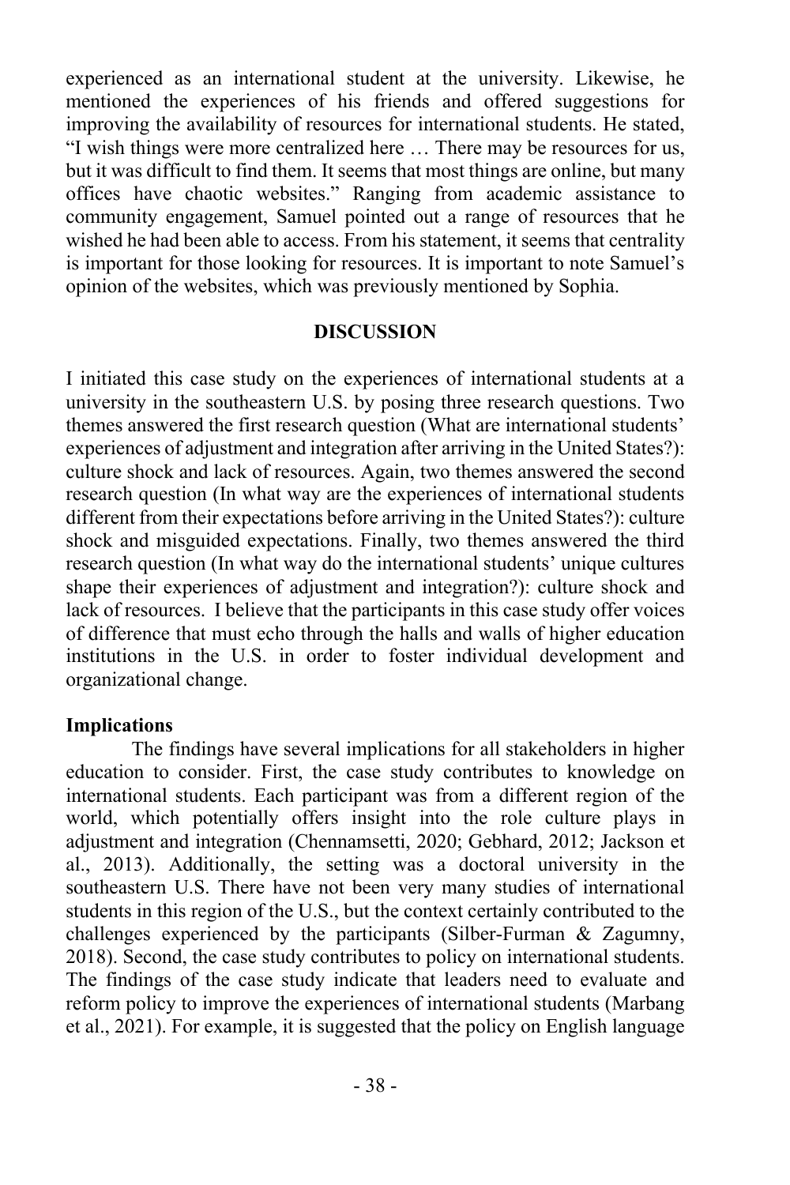experienced as an international student at the university. Likewise, he mentioned the experiences of his friends and offered suggestions for improving the availability of resources for international students. He stated, "I wish things were more centralized here … There may be resources for us, but it was difficult to find them. It seems that most things are online, but many offices have chaotic websites." Ranging from academic assistance to community engagement, Samuel pointed out a range of resources that he wished he had been able to access. From his statement, it seems that centrality is important for those looking for resources. It is important to note Samuel's opinion of the websites, which was previously mentioned by Sophia.

## DISCUSSION

I initiated this case study on the experiences of international students at a university in the southeastern U.S. by posing three research questions. Two themes answered the first research question (What are international students' experiences of adjustment and integration after arriving in the United States?): culture shock and lack of resources. Again, two themes answered the second research question (In what way are the experiences of international students different from their expectations before arriving in the United States?): culture shock and misguided expectations. Finally, two themes answered the third research question (In what way do the international students' unique cultures shape their experiences of adjustment and integration?): culture shock and lack of resources. I believe that the participants in this case study offer voices of difference that must echo through the halls and walls of higher education institutions in the U.S. in order to foster individual development and organizational change.

### Implications

The findings have several implications for all stakeholders in higher education to consider. First, the case study contributes to knowledge on international students. Each participant was from a different region of the world, which potentially offers insight into the role culture plays in adjustment and integration (Chennamsetti, 2020; Gebhard, 2012; Jackson et al., 2013). Additionally, the setting was a doctoral university in the southeastern U.S. There have not been very many studies of international students in this region of the U.S., but the context certainly contributed to the challenges experienced by the participants (Silber-Furman & Zagumny, 2018). Second, the case study contributes to policy on international students. The findings of the case study indicate that leaders need to evaluate and reform policy to improve the experiences of international students (Marbang et al., 2021). For example, it is suggested that the policy on English language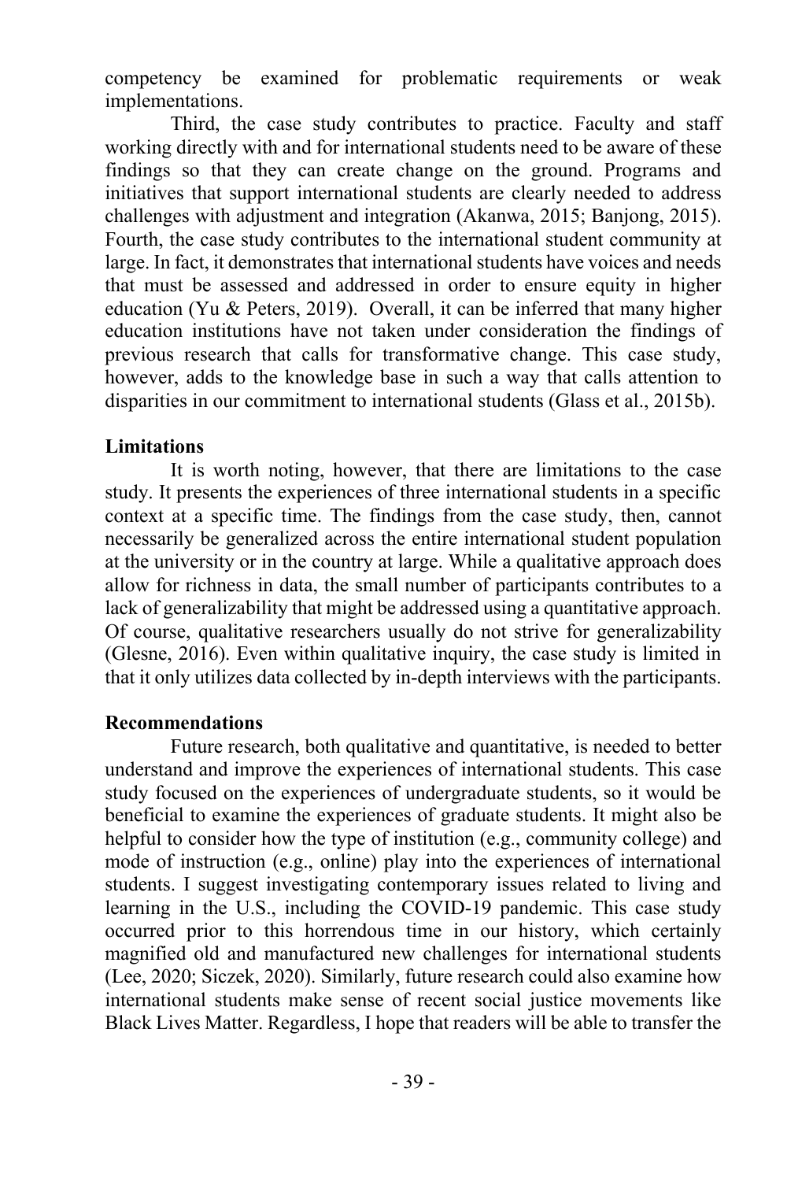competency be examined for problematic requirements or weak implementations.

Third, the case study contributes to practice. Faculty and staff working directly with and for international students need to be aware of these findings so that they can create change on the ground. Programs and initiatives that support international students are clearly needed to address challenges with adjustment and integration (Akanwa, 2015; Banjong, 2015). Fourth, the case study contributes to the international student community at large. In fact, it demonstrates that international students have voices and needs that must be assessed and addressed in order to ensure equity in higher education (Yu & Peters, 2019). Overall, it can be inferred that many higher education institutions have not taken under consideration the findings of previous research that calls for transformative change. This case study, however, adds to the knowledge base in such a way that calls attention to disparities in our commitment to international students (Glass et al., 2015b).

### Limitations

It is worth noting, however, that there are limitations to the case study. It presents the experiences of three international students in a specific context at a specific time. The findings from the case study, then, cannot necessarily be generalized across the entire international student population at the university or in the country at large. While a qualitative approach does allow for richness in data, the small number of participants contributes to a lack of generalizability that might be addressed using a quantitative approach. Of course, qualitative researchers usually do not strive for generalizability (Glesne, 2016). Even within qualitative inquiry, the case study is limited in that it only utilizes data collected by in-depth interviews with the participants.

### Recommendations

Future research, both qualitative and quantitative, is needed to better understand and improve the experiences of international students. This case study focused on the experiences of undergraduate students, so it would be beneficial to examine the experiences of graduate students. It might also be helpful to consider how the type of institution (e.g., community college) and mode of instruction (e.g., online) play into the experiences of international students. I suggest investigating contemporary issues related to living and learning in the U.S., including the COVID-19 pandemic. This case study occurred prior to this horrendous time in our history, which certainly magnified old and manufactured new challenges for international students (Lee, 2020; Siczek, 2020). Similarly, future research could also examine how international students make sense of recent social justice movements like Black Lives Matter. Regardless, I hope that readers will be able to transfer the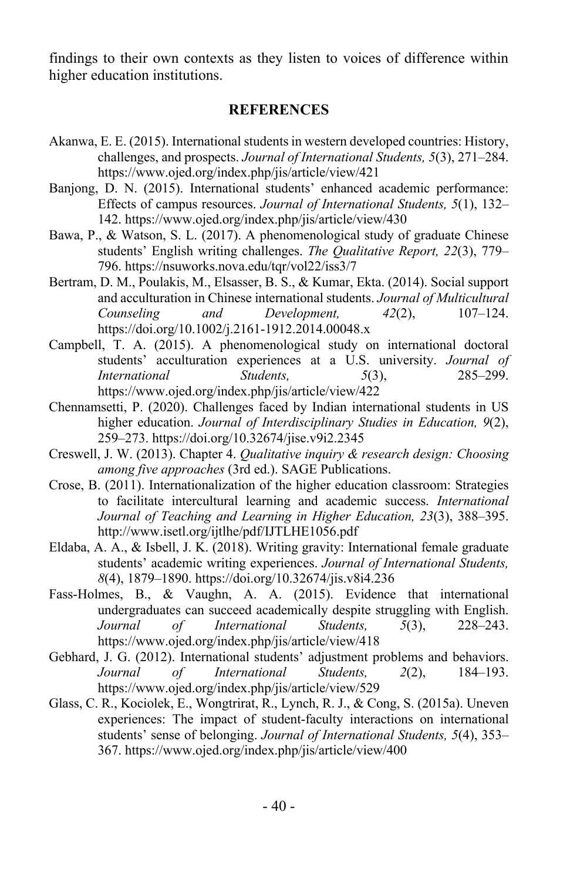findings to their own contexts as they listen to voices of difference within higher education institutions.

## REFERENCES

Akanwa, E. E. (2015). International students in western developed countries: History, challenges, and prospects. *Journal of International Students, 5*(3), 271–284. https://www.ojed.org/index.php/jis/article/view/421

Banjong, D. N. (2015). International students' enhanced academic performance: Effects of campus resources. *Journal of International Students, 5*(1), 132–142. https://www.ojed.org/index.php/jis/article/view/430

Bawa, P., & Watson, S. L. (2017). A phenomenological study of graduate Chinese students' English writing challenges. *The Qualitative Report, 22*(3), 779–796. https://nsuworks.nova.edu/tqr/vol22/iss3/7

Bertram, D. M., Poulakis, M., Elsasser, B. S., & Kumar, Ekta. (2014). Social support and acculturation in Chinese international students. *Journal of Multicultural Counseling and Development, 42*(2), 107–124. https://doi.org/10.1002/j.2161-1912.2014.00048.x

Campbell, T. A. (2015). A phenomenological study on international doctoral students' acculturation experiences at a U.S. university. *Journal of International Students, 5*(3), 285–299. https://www.ojed.org/index.php/jis/article/view/422

Chennamsetti, P. (2020). Challenges faced by Indian international students in US higher education. *Journal of Interdisciplinary Studies in Education, 9*(2), 259–273. https://doi.org/10.32674/jise.v9i2.2345

Creswell, J. W. (2013). Chapter 4. *Qualitative inquiry & research design: Choosing among five approaches* (3rd ed.). SAGE Publications.

Crose, B. (2011). Internationalization of the higher education classroom: Strategies to facilitate intercultural learning and academic success. *International Journal of Teaching and Learning in Higher Education, 23*(3), 388–395. http://www.isetl.org/ijtlhe/pdf/IJTLHE1056.pdf

Eldaba, A. A., & Isbell, J. K. (2018). Writing gravity: International female graduate students' academic writing experiences. *Journal of International Students, 8*(4), 1879–1890. https://doi.org/10.32674/jis.v8i4.236

Fass-Holmes, B., & Vaughn, A. A. (2015). Evidence that international undergraduates can succeed academically despite struggling with English. *Journal of International Students, 5*(3), 228–243. https://www.ojed.org/index.php/jis/article/view/418

Gebhard, J. G. (2012). International students' adjustment problems and behaviors. *Journal of International Students, 2*(2), 184–193. https://www.ojed.org/index.php/jis/article/view/529

Glass, C. R., Kociolek, E., Wongtrirat, R., Lynch, R. J., & Cong, S. (2015a). Uneven experiences: The impact of student-faculty interactions on international students' sense of belonging. *Journal of International Students, 5*(4), 353–367. https://www.ojed.org/index.php/jis/article/view/400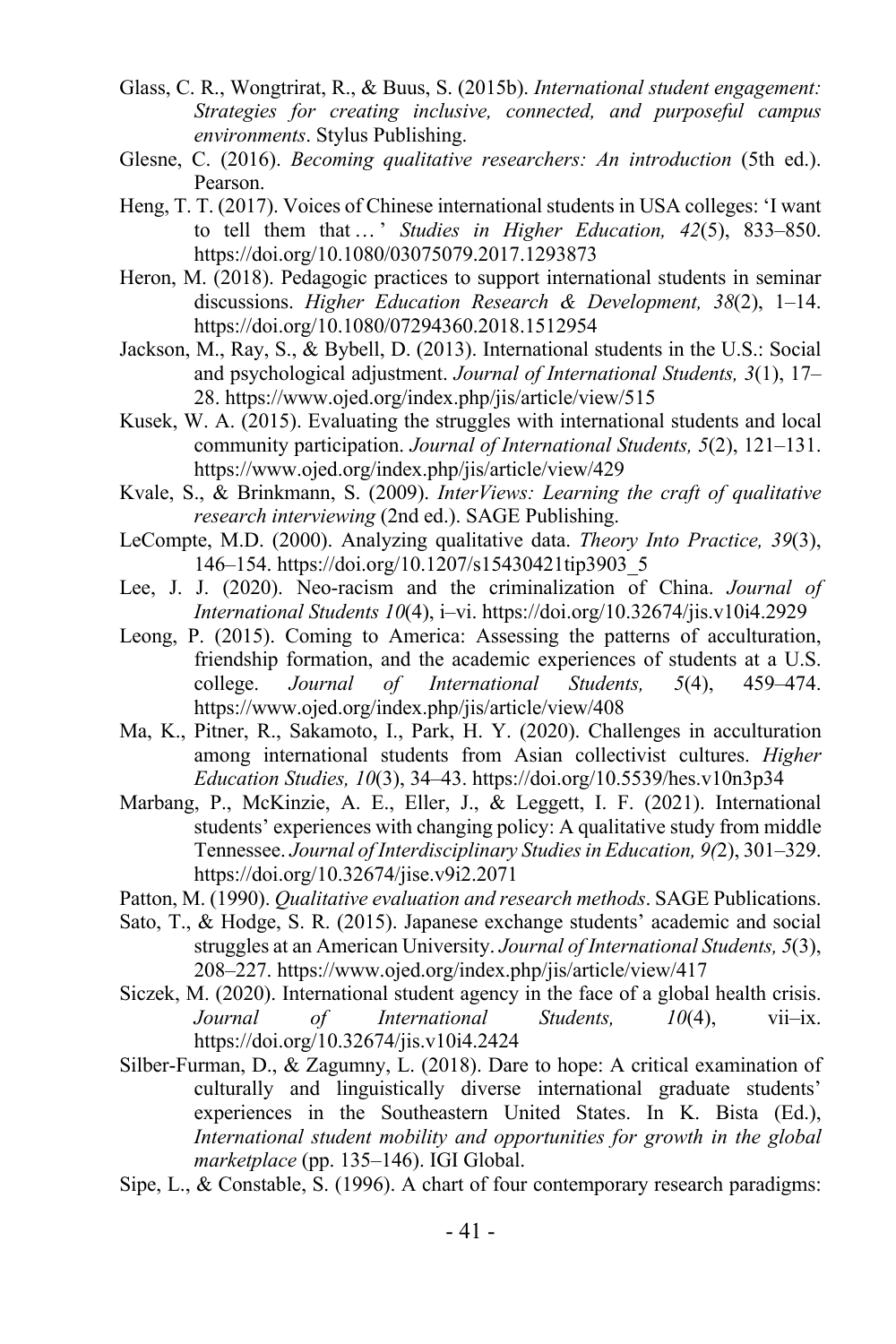Glass, C. R., Wongtrirat, R., & Buus, S. (2015b). *International student engagement: Strategies for creating inclusive, connected, and purposeful campus environments*. Stylus Publishing.

Glesne, C. (2016). *Becoming qualitative researchers: An introduction* (5th ed.). Pearson.

Heng, T. T. (2017). Voices of Chinese international students in USA colleges: 'I want to tell them that … ' *Studies in Higher Education, 42*(5), 833–850. https://doi.org/10.1080/03075079.2017.1293873

Heron, M. (2018). Pedagogic practices to support international students in seminar discussions. *Higher Education Research & Development, 38*(2), 1–14. https://doi.org/10.1080/07294360.2018.1512954

Jackson, M., Ray, S., & Bybell, D. (2013). International students in the U.S.: Social and psychological adjustment. *Journal of International Students, 3*(1), 17–28. https://www.ojed.org/index.php/jis/article/view/515

Kusek, W. A. (2015). Evaluating the struggles with international students and local community participation. *Journal of International Students, 5*(2), 121–131. https://www.ojed.org/index.php/jis/article/view/429

Kvale, S., & Brinkmann, S. (2009). *InterViews: Learning the craft of qualitative research interviewing* (2nd ed.). SAGE Publishing.

LeCompte, M.D. (2000). Analyzing qualitative data. *Theory Into Practice, 39*(3), 146–154. https://doi.org/10.1207/s15430421tip3903_5

Lee, J. J. (2020). Neo-racism and the criminalization of China. *Journal of International Students 10*(4), i–vi. https://doi.org/10.32674/jis.v10i4.2929

Leong, P. (2015). Coming to America: Assessing the patterns of acculturation, friendship formation, and the academic experiences of students at a U.S. college. *Journal of International Students, 5*(4), 459–474. https://www.ojed.org/index.php/jis/article/view/408

Ma, K., Pitner, R., Sakamoto, I., Park, H. Y. (2020). Challenges in acculturation among international students from Asian collectivist cultures. *Higher Education Studies, 10*(3), 34–43. https://doi.org/10.5539/hes.v10n3p34

Marbang, P., McKinzie, A. E., Eller, J., & Leggett, I. F. (2021). International students' experiences with changing policy: A qualitative study from middle Tennessee. *Journal of Interdisciplinary Studies in Education, 9(*2), 301–329. https://doi.org/10.32674/jise.v9i2.2071

Patton, M. (1990). *Qualitative evaluation and research methods*. SAGE Publications.

Sato, T., & Hodge, S. R. (2015). Japanese exchange students' academic and social struggles at an American University. *Journal of International Students, 5*(3), 208–227. https://www.ojed.org/index.php/jis/article/view/417

Siczek, M. (2020). International student agency in the face of a global health crisis. *Journal of International Students, 10*(4), vii–ix. https://doi.org/10.32674/jis.v10i4.2424

Silber-Furman, D., & Zagumny, L. (2018). Dare to hope: A critical examination of culturally and linguistically diverse international graduate students' experiences in the Southeastern United States. In K. Bista (Ed.), *International student mobility and opportunities for growth in the global marketplace* (pp. 135–146). IGI Global.

Sipe, L., & Constable, S. (1996). A chart of four contemporary research paradigms: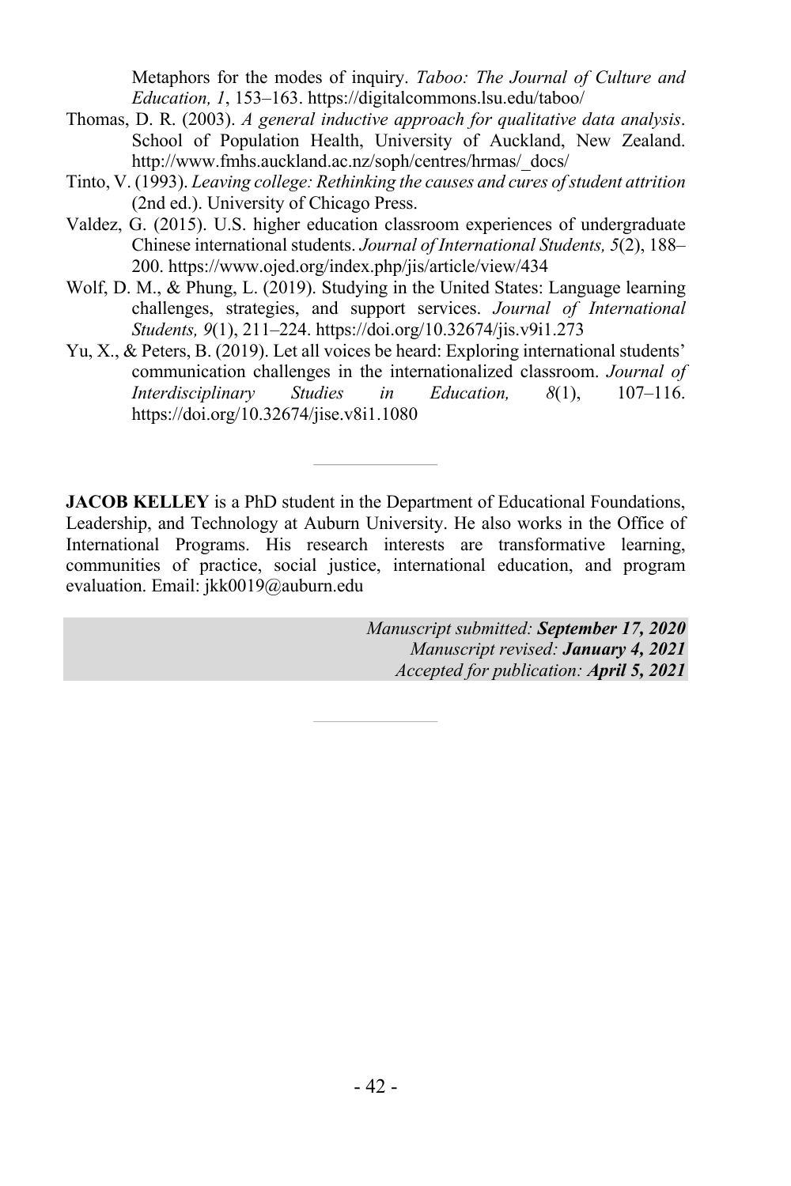Metaphors for the modes of inquiry. *Taboo: The Journal of Culture and Education, 1*, 153–163. https://digitalcommons.lsu.edu/taboo/

Thomas, D. R. (2003). *A general inductive approach for qualitative data analysis*. School of Population Health, University of Auckland, New Zealand. http://www.fmhs.auckland.ac.nz/soph/centres/hrmas/_docs/

Tinto, V. (1993). *Leaving college: Rethinking the causes and cures of student attrition* (2nd ed.). University of Chicago Press.

Valdez, G. (2015). U.S. higher education classroom experiences of undergraduate Chinese international students. *Journal of International Students, 5*(2), 188–200. https://www.ojed.org/index.php/jis/article/view/434

Wolf, D. M., & Phung, L. (2019). Studying in the United States: Language learning challenges, strategies, and support services. *Journal of International Students, 9*(1), 211–224. https://doi.org/10.32674/jis.v9i1.273

Yu, X., & Peters, B. (2019). Let all voices be heard: Exploring international students' communication challenges in the internationalized classroom. *Journal of Interdisciplinary Studies in Education, 8*(1), 107–116. https://doi.org/10.32674/jise.v8i1.1080

---

**JACOB KELLEY** is a PhD student in the Department of Educational Foundations, Leadership, and Technology at Auburn University. He also works in the Office of International Programs. His research interests are transformative learning, communities of practice, social justice, international education, and program evaluation. Email: jkk0019@auburn.edu

*Manuscript submitted:* ***September 17, 2020***
*Manuscript revised:* ***January 4, 2021***
*Accepted for publication:* ***April 5, 2021***